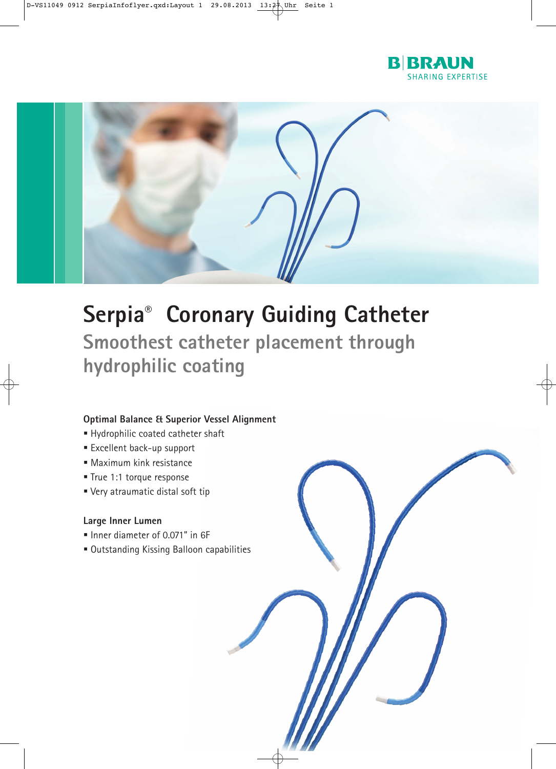B|BRAUN
SHARING EXPERTISE

# Serpia® Coronary Guiding Catheter

## Smoothest catheter placement through hydrophilic coating

### Optimal Balance & Superior Vessel Alignment

- Hydrophilic coated catheter shaft
- Excellent back-up support
- Maximum kink resistance
- True 1:1 torque response
- Very atraumatic distal soft tip

### Large Inner Lumen

- Inner diameter of 0.071" in 6F
- Outstanding Kissing Balloon capabilities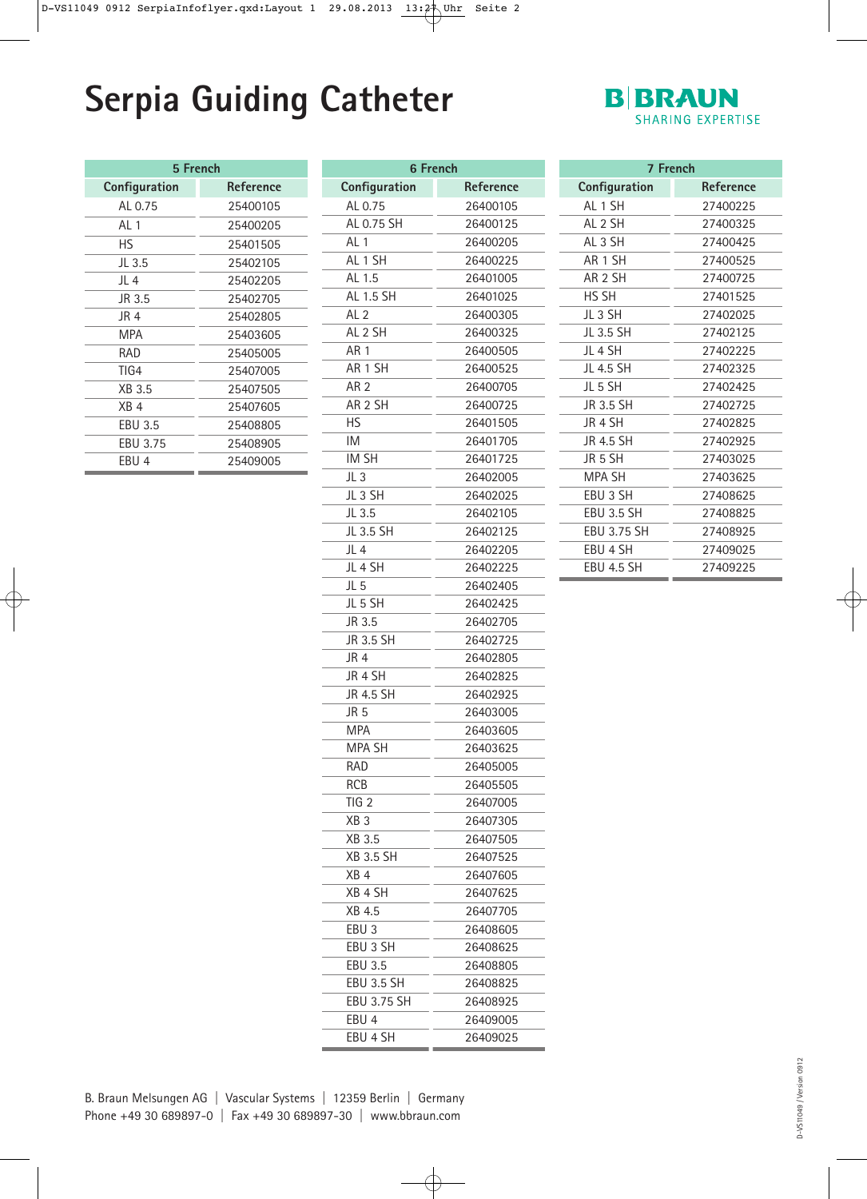# Serpia Guiding Catheter

B|BRAUN
SHARING EXPERTISE

| 5 French | |
|---|---|
| **Configuration** | **Reference** |
| AL 0.75 | 25400105 |
| AL 1 | 25400205 |
| HS | 25401505 |
| JL 3.5 | 25402105 |
| JL 4 | 25402205 |
| JR 3.5 | 25402705 |
| JR 4 | 25402805 |
| MPA | 25403605 |
| RAD | 25405005 |
| TIG4 | 25407005 |
| XB 3.5 | 25407505 |
| XB 4 | 25407605 |
| EBU 3.5 | 25408805 |
| EBU 3.75 | 25408905 |
| EBU 4 | 25409005 |

| 6 French | |
|---|---|
| **Configuration** | **Reference** |
| AL 0.75 | 26400105 |
| AL 0.75 SH | 26400125 |
| AL 1 | 26400205 |
| AL 1 SH | 26400225 |
| AL 1.5 | 26401005 |
| AL 1.5 SH | 26401025 |
| AL 2 | 26400305 |
| AL 2 SH | 26400325 |
| AR 1 | 26400505 |
| AR 1 SH | 26400525 |
| AR 2 | 26400705 |
| AR 2 SH | 26400725 |
| HS | 26401505 |
| IM | 26401705 |
| IM SH | 26401725 |
| JL 3 | 26402005 |
| JL 3 SH | 26402025 |
| JL 3.5 | 26402105 |
| JL 3.5 SH | 26402125 |
| JL 4 | 26402205 |
| JL 4 SH | 26402225 |
| JL 5 | 26402405 |
| JL 5 SH | 26402425 |
| JR 3.5 | 26402705 |
| JR 3.5 SH | 26402725 |
| JR 4 | 26402805 |
| JR 4 SH | 26402825 |
| JR 4.5 SH | 26402925 |
| JR 5 | 26403005 |
| MPA | 26403605 |
| MPA SH | 26403625 |
| RAD | 26405005 |
| RCB | 26405505 |
| TIG 2 | 26407005 |
| XB 3 | 26407305 |
| XB 3.5 | 26407505 |
| XB 3.5 SH | 26407525 |
| XB 4 | 26407605 |
| XB 4 SH | 26407625 |
| XB 4.5 | 26407705 |
| EBU 3 | 26408605 |
| EBU 3 SH | 26408625 |
| EBU 3.5 | 26408805 |
| EBU 3.5 SH | 26408825 |
| EBU 3.75 SH | 26408925 |
| EBU 4 | 26409005 |
| EBU 4 SH | 26409025 |

| 7 French | |
|---|---|
| **Configuration** | **Reference** |
| AL 1 SH | 27400225 |
| AL 2 SH | 27400325 |
| AL 3 SH | 27400425 |
| AR 1 SH | 27400525 |
| AR 2 SH | 27400725 |
| HS SH | 27401525 |
| JL 3 SH | 27402025 |
| JL 3.5 SH | 27402125 |
| JL 4 SH | 27402225 |
| JL 4.5 SH | 27402325 |
| JL 5 SH | 27402425 |
| JR 3.5 SH | 27402725 |
| JR 4 SH | 27402825 |
| JR 4.5 SH | 27402925 |
| JR 5 SH | 27403025 |
| MPA SH | 27403625 |
| EBU 3 SH | 27408625 |
| EBU 3.5 SH | 27408825 |
| EBU 3.75 SH | 27408925 |
| EBU 4 SH | 27409025 |
| EBU 4.5 SH | 27409225 |

B. Braun Melsungen AG | Vascular Systems | 12359 Berlin | Germany
Phone +49 30 689897-0 | Fax +49 30 689897-30 | www.bbraun.com

D-VS11049 / Version 0912